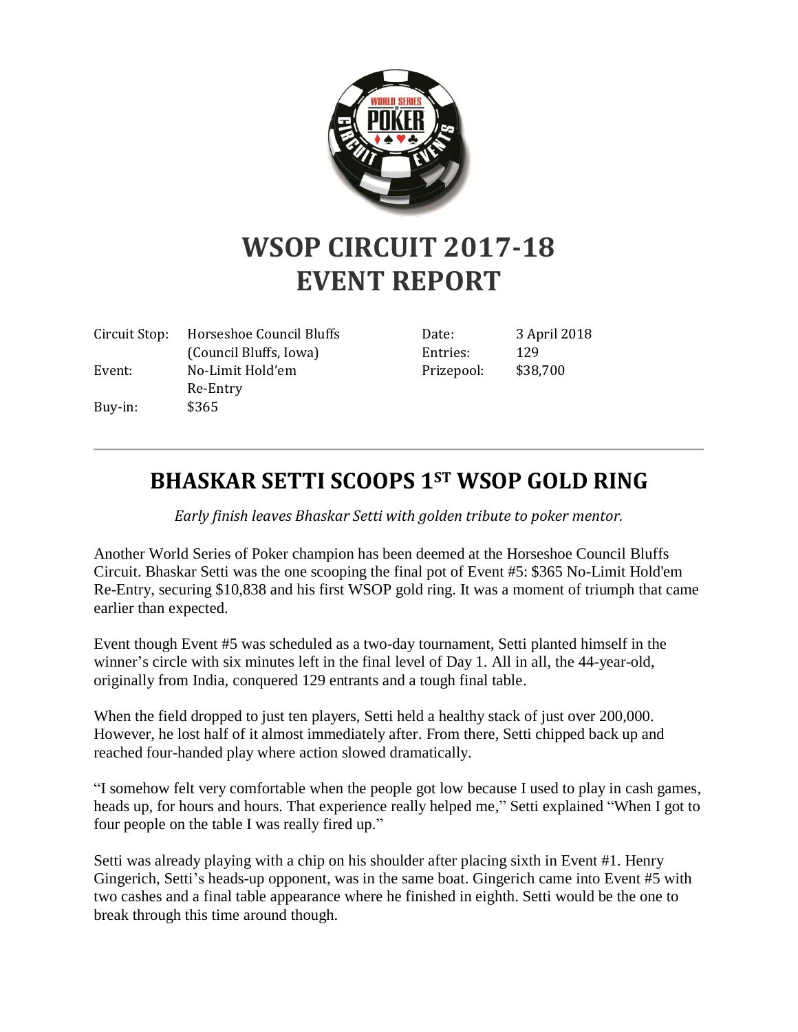# WSOP CIRCUIT 2017-18
# EVENT REPORT

| | | | |
|---|---|---|---|
| Circuit Stop: | Horseshoe Council Bluffs (Council Bluffs, Iowa) | Date: | 3 April 2018 |
| Event: | No-Limit Hold'em Re-Entry | Entries: | 129 |
| Buy-in: | $365 | Prizepool: | $38,700 |

---

## BHASKAR SETTI SCOOPS 1ST WSOP GOLD RING

*Early finish leaves Bhaskar Setti with golden tribute to poker mentor.*

Another World Series of Poker champion has been deemed at the Horseshoe Council Bluffs Circuit. Bhaskar Setti was the one scooping the final pot of Event #5: $365 No-Limit Hold'em Re-Entry, securing $10,838 and his first WSOP gold ring. It was a moment of triumph that came earlier than expected.

Event though Event #5 was scheduled as a two-day tournament, Setti planted himself in the winner's circle with six minutes left in the final level of Day 1. All in all, the 44-year-old, originally from India, conquered 129 entrants and a tough final table.

When the field dropped to just ten players, Setti held a healthy stack of just over 200,000. However, he lost half of it almost immediately after. From there, Setti chipped back up and reached four-handed play where action slowed dramatically.

"I somehow felt very comfortable when the people got low because I used to play in cash games, heads up, for hours and hours. That experience really helped me," Setti explained "When I got to four people on the table I was really fired up."

Setti was already playing with a chip on his shoulder after placing sixth in Event #1. Henry Gingerich, Setti's heads-up opponent, was in the same boat. Gingerich came into Event #5 with two cashes and a final table appearance where he finished in eighth. Setti would be the one to break through this time around though.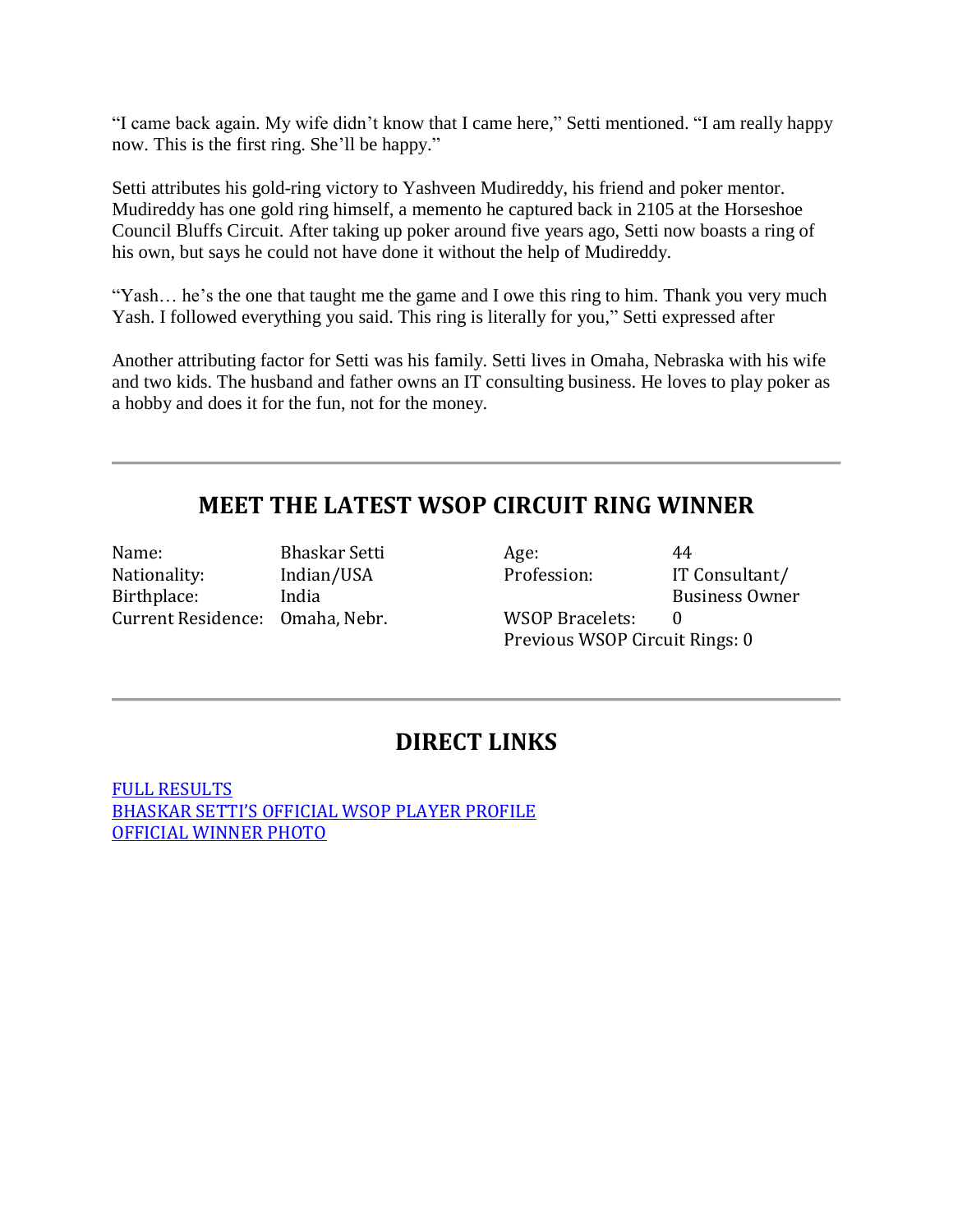"I came back again. My wife didn't know that I came here," Setti mentioned. "I am really happy now. This is the first ring. She'll be happy."

Setti attributes his gold-ring victory to Yashveen Mudireddy, his friend and poker mentor. Mudireddy has one gold ring himself, a memento he captured back in 2105 at the Horseshoe Council Bluffs Circuit. After taking up poker around five years ago, Setti now boasts a ring of his own, but says he could not have done it without the help of Mudireddy.

"Yash… he's the one that taught me the game and I owe this ring to him. Thank you very much Yash. I followed everything you said. This ring is literally for you," Setti expressed after

Another attributing factor for Setti was his family. Setti lives in Omaha, Nebraska with his wife and two kids. The husband and father owns an IT consulting business. He loves to play poker as a hobby and does it for the fun, not for the money.

---

## MEET THE LATEST WSOP CIRCUIT RING WINNER

| | | | |
|---|---|---|---|
| Name: | Bhaskar Setti | Age: | 44 |
| Nationality: | Indian/USA | Profession: | IT Consultant/ Business Owner |
| Birthplace: | India | | |
| Current Residence: | Omaha, Nebr. | WSOP Bracelets: | 0 |
| | | Previous WSOP Circuit Rings: | 0 |

---

## DIRECT LINKS

FULL RESULTS
BHASKAR SETTI'S OFFICIAL WSOP PLAYER PROFILE
OFFICIAL WINNER PHOTO